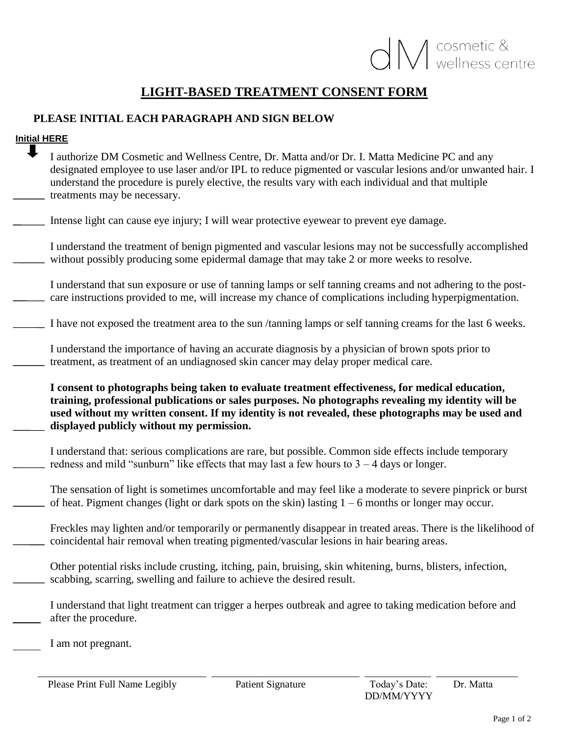dM cosmetic & wellness centre

# LIGHT-BASED TREATMENT CONSENT FORM

**PLEASE INITIAL EACH PARAGRAPH AND SIGN BELOW**

**Initial HERE**

______ I authorize DM Cosmetic and Wellness Centre, Dr. Matta and/or Dr. I. Matta Medicine PC and any designated employee to use laser and/or IPL to reduce pigmented or vascular lesions and/or unwanted hair. I understand the procedure is purely elective, the results vary with each individual and that multiple treatments may be necessary.

______ Intense light can cause eye injury; I will wear protective eyewear to prevent eye damage.

______ I understand the treatment of benign pigmented and vascular lesions may not be successfully accomplished without possibly producing some epidermal damage that may take 2 or more weeks to resolve.

______ I understand that sun exposure or use of tanning lamps or self tanning creams and not adhering to the post-care instructions provided to me, will increase my chance of complications including hyperpigmentation.

______ I have not exposed the treatment area to the sun /tanning lamps or self tanning creams for the last 6 weeks.

______ I understand the importance of having an accurate diagnosis by a physician of brown spots prior to treatment, as treatment of an undiagnosed skin cancer may delay proper medical care.

______ **I consent to photographs being taken to evaluate treatment effectiveness, for medical education, training, professional publications or sales purposes. No photographs revealing my identity will be used without my written consent. If my identity is not revealed, these photographs may be used and displayed publicly without my permission.**

______ I understand that: serious complications are rare, but possible. Common side effects include temporary redness and mild "sunburn" like effects that may last a few hours to 3 – 4 days or longer.

______ The sensation of light is sometimes uncomfortable and may feel like a moderate to severe pinprick or burst of heat. Pigment changes (light or dark spots on the skin) lasting 1 – 6 months or longer may occur.

______ Freckles may lighten and/or temporarily or permanently disappear in treated areas. There is the likelihood of coincidental hair removal when treating pigmented/vascular lesions in hair bearing areas.

______ Other potential risks include crusting, itching, pain, bruising, skin whitening, burns, blisters, infection, scabbing, scarring, swelling and failure to achieve the desired result.

______ I understand that light treatment can trigger a herpes outbreak and agree to taking medication before and after the procedure.

______ I am not pregnant.

| ______________________________ | ______________________________ | ______________ | ______________ |
|---|---|---|---|
| Please Print Full Name Legibly | Patient Signature | Today's Date: DD/MM/YYYY | Dr. Matta |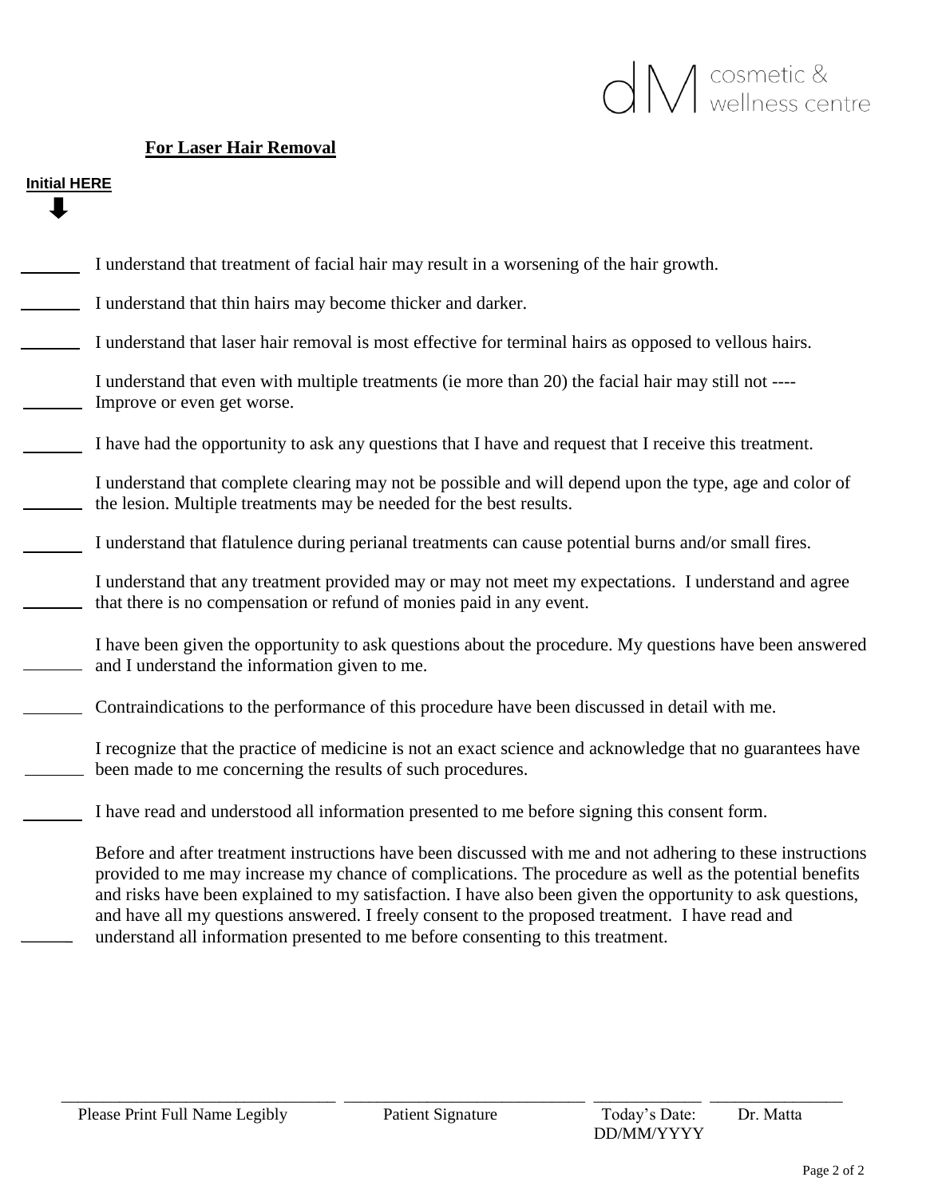dM cosmetic & wellness centre

**For Laser Hair Removal**

**Initial HERE**

\_\_\_\_\_\_\_ I understand that treatment of facial hair may result in a worsening of the hair growth.

\_\_\_\_\_\_\_ I understand that thin hairs may become thicker and darker.

\_\_\_\_\_\_\_ I understand that laser hair removal is most effective for terminal hairs as opposed to vellous hairs.

\_\_\_\_\_\_\_ I understand that even with multiple treatments (ie more than 20) the facial hair may still not ---- Improve or even get worse.

\_\_\_\_\_\_\_ I have had the opportunity to ask any questions that I have and request that I receive this treatment.

\_\_\_\_\_\_\_ I understand that complete clearing may not be possible and will depend upon the type, age and color of the lesion. Multiple treatments may be needed for the best results.

\_\_\_\_\_\_\_ I understand that flatulence during perianal treatments can cause potential burns and/or small fires.

\_\_\_\_\_\_\_ I understand that any treatment provided may or may not meet my expectations. I understand and agree that there is no compensation or refund of monies paid in any event.

\_\_\_\_\_\_\_ I have been given the opportunity to ask questions about the procedure. My questions have been answered and I understand the information given to me.

\_\_\_\_\_\_\_ Contraindications to the performance of this procedure have been discussed in detail with me.

\_\_\_\_\_\_\_ I recognize that the practice of medicine is not an exact science and acknowledge that no guarantees have been made to me concerning the results of such procedures.

\_\_\_\_\_\_\_ I have read and understood all information presented to me before signing this consent form.

\_\_\_\_\_\_\_ Before and after treatment instructions have been discussed with me and not adhering to these instructions provided to me may increase my chance of complications. The procedure as well as the potential benefits and risks have been explained to my satisfaction. I have also been given the opportunity to ask questions, and have all my questions answered. I freely consent to the proposed treatment. I have read and understand all information presented to me before consenting to this treatment.

| | | | |
|---|---|---|---|
| \_\_\_\_\_\_\_\_\_\_\_\_\_\_\_\_\_\_\_\_ | \_\_\_\_\_\_\_\_\_\_\_\_\_\_\_\_\_\_\_\_ | \_\_\_\_\_\_\_\_\_\_\_\_ | \_\_\_\_\_\_\_\_\_\_\_\_ |
| Please Print Full Name Legibly | Patient Signature | Today's Date: DD/MM/YYYY | Dr. Matta |